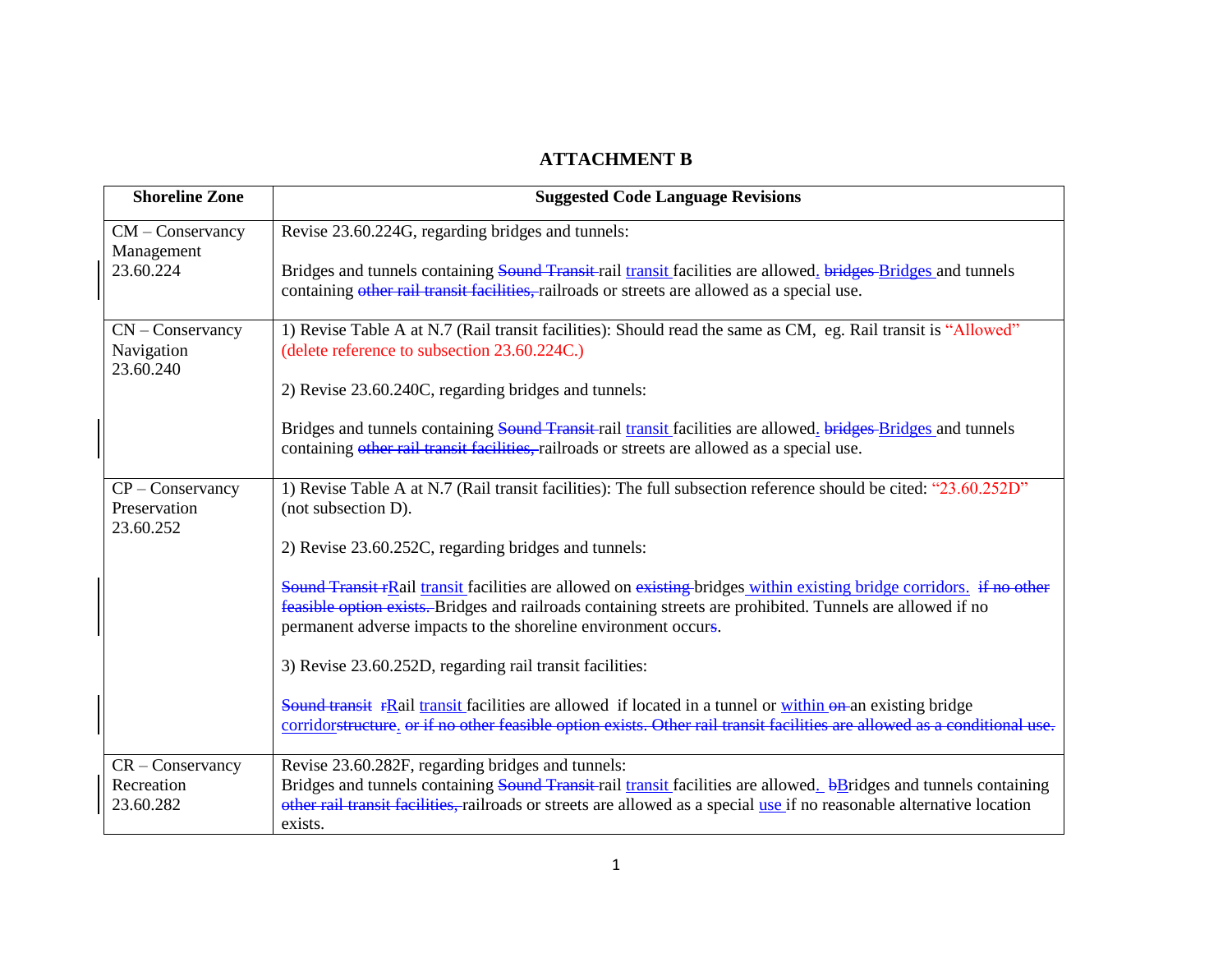# ATTACHMENT B

| Shoreline Zone | Suggested Code Language Revisions |
| --- | --- |
| CM – Conservancy Management 23.60.224 | Revise 23.60.224G, regarding bridges and tunnels:<br><br>Bridges and tunnels containing ~~Sound Transit~~ rail <u>transit</u> facilities are allowed<u>.</u> ~~bridges~~ <u>Bridges</u> and tunnels containing ~~other rail transit facilities,~~ railroads or streets are allowed as a special use. |
| CN – Conservancy Navigation 23.60.240 | 1) Revise Table A at N.7 (Rail transit facilities): Should read the same as CM, eg. Rail transit is "Allowed" (delete reference to subsection 23.60.224C.)<br><br>2) Revise 23.60.240C, regarding bridges and tunnels:<br><br>Bridges and tunnels containing ~~Sound Transit~~ rail <u>transit</u> facilities are allowed<u>.</u> ~~bridges~~ <u>Bridges</u> and tunnels containing ~~other rail transit facilities,~~ railroads or streets are allowed as a special use. |
| CP – Conservancy Preservation 23.60.252 | 1) Revise Table A at N.7 (Rail transit facilities): The full subsection reference should be cited: "23.60.252D" (not subsection D).<br><br>2) Revise 23.60.252C, regarding bridges and tunnels:<br><br>~~Sound Transit r~~<u>R</u>ail <u>transit</u> facilities are allowed on ~~existing~~ bridges <u>within existing bridge corridors.</u> ~~if no other feasible option exists.~~ Bridges and railroads containing streets are prohibited. Tunnels are allowed if no permanent adverse impacts to the shoreline environment occur~~s~~.<br><br>3) Revise 23.60.252D, regarding rail transit facilities:<br><br>~~Sound transit~~ ~~r~~<u>R</u>ail <u>transit</u> facilities are allowed if located in a tunnel or <u>within</u> ~~on~~ an existing bridge <u>corridor</u>~~structure~~<u>.</u> ~~or if no other feasible option exists. Other rail transit facilities are allowed as a conditional use.~~ |
| CR – Conservancy Recreation 23.60.282 | Revise 23.60.282F, regarding bridges and tunnels:<br>Bridges and tunnels containing ~~Sound Transit~~ rail <u>transit</u> facilities are allowed<u>.</u> ~~b~~<u>B</u>ridges and tunnels containing ~~other rail transit facilities,~~ railroads or streets are allowed as a special <u>use</u> if no reasonable alternative location exists. |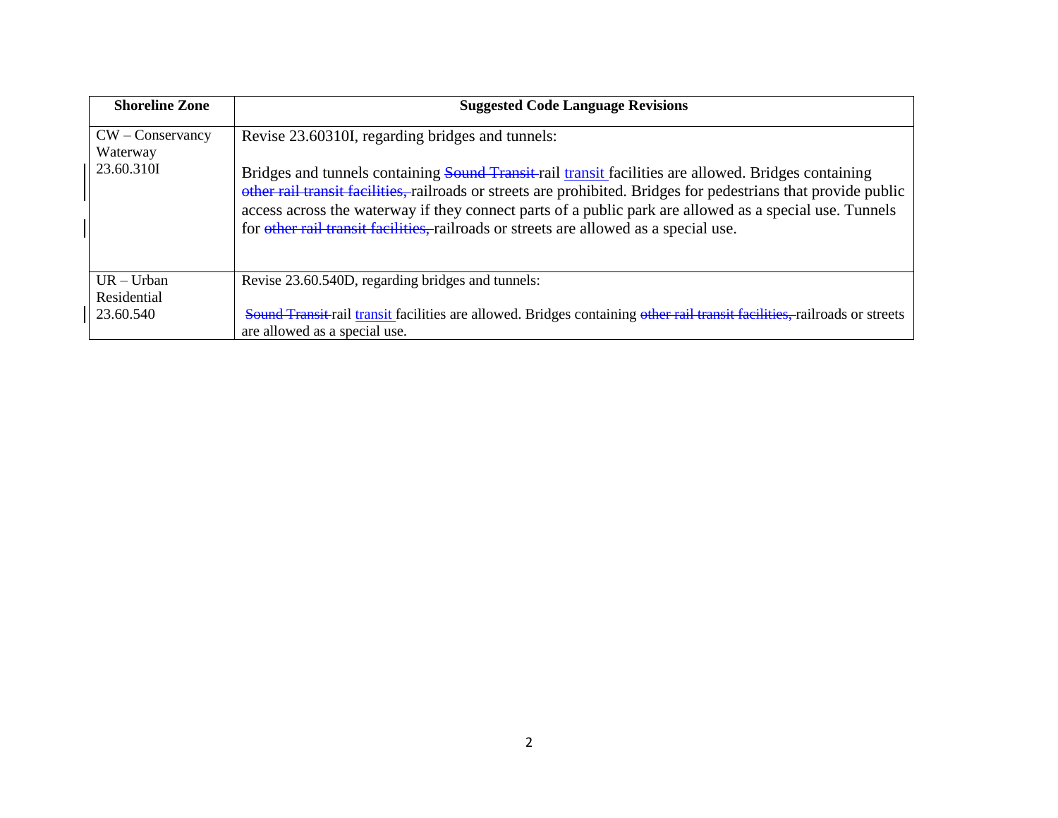| Shoreline Zone | Suggested Code Language Revisions |
| --- | --- |
| CW – Conservancy Waterway 23.60.310I | Revise 23.60310I, regarding bridges and tunnels:<br><br>Bridges and tunnels containing ~~Sound Transit~~ rail <u>transit</u> facilities are allowed. Bridges containing ~~other rail transit facilities,~~ railroads or streets are prohibited. Bridges for pedestrians that provide public access across the waterway if they connect parts of a public park are allowed as a special use. Tunnels for ~~other rail transit facilities,~~ railroads or streets are allowed as a special use. |
| UR – Urban Residential 23.60.540 | Revise 23.60.540D, regarding bridges and tunnels:<br><br>~~Sound Transit~~ rail <u>transit</u> facilities are allowed. Bridges containing ~~other rail transit facilities,~~ railroads or streets are allowed as a special use. |